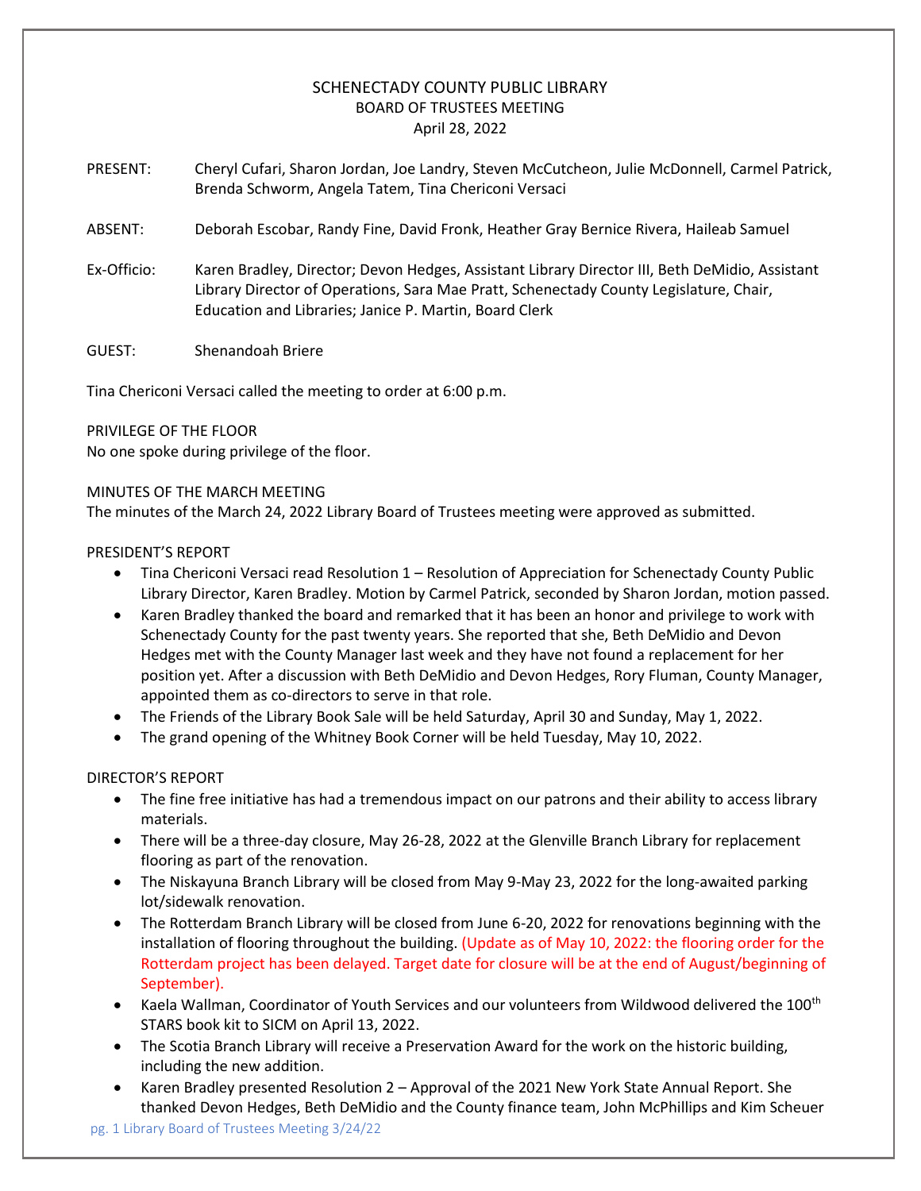# SCHENECTADY COUNTY PUBLIC LIBRARY
## BOARD OF TRUSTEES MEETING
### April 28, 2022

PRESENT: Cheryl Cufari, Sharon Jordan, Joe Landry, Steven McCutcheon, Julie McDonnell, Carmel Patrick, Brenda Schworm, Angela Tatem, Tina Chericoni Versaci

ABSENT: Deborah Escobar, Randy Fine, David Fronk, Heather Gray Bernice Rivera, Haileab Samuel

Ex-Officio: Karen Bradley, Director; Devon Hedges, Assistant Library Director III, Beth DeMidio, Assistant Library Director of Operations, Sara Mae Pratt, Schenectady County Legislature, Chair, Education and Libraries; Janice P. Martin, Board Clerk

GUEST: Shenandoah Briere

Tina Chericoni Versaci called the meeting to order at 6:00 p.m.

PRIVILEGE OF THE FLOOR

No one spoke during privilege of the floor.

MINUTES OF THE MARCH MEETING

The minutes of the March 24, 2022 Library Board of Trustees meeting were approved as submitted.

PRESIDENT'S REPORT

- Tina Chericoni Versaci read Resolution 1 – Resolution of Appreciation for Schenectady County Public Library Director, Karen Bradley. Motion by Carmel Patrick, seconded by Sharon Jordan, motion passed.
- Karen Bradley thanked the board and remarked that it has been an honor and privilege to work with Schenectady County for the past twenty years. She reported that she, Beth DeMidio and Devon Hedges met with the County Manager last week and they have not found a replacement for her position yet. After a discussion with Beth DeMidio and Devon Hedges, Rory Fluman, County Manager, appointed them as co-directors to serve in that role.
- The Friends of the Library Book Sale will be held Saturday, April 30 and Sunday, May 1, 2022.
- The grand opening of the Whitney Book Corner will be held Tuesday, May 10, 2022.

DIRECTOR'S REPORT

- The fine free initiative has had a tremendous impact on our patrons and their ability to access library materials.
- There will be a three-day closure, May 26-28, 2022 at the Glenville Branch Library for replacement flooring as part of the renovation.
- The Niskayuna Branch Library will be closed from May 9-May 23, 2022 for the long-awaited parking lot/sidewalk renovation.
- The Rotterdam Branch Library will be closed from June 6-20, 2022 for renovations beginning with the installation of flooring throughout the building. (Update as of May 10, 2022: the flooring order for the Rotterdam project has been delayed. Target date for closure will be at the end of August/beginning of September).
- Kaela Wallman, Coordinator of Youth Services and our volunteers from Wildwood delivered the 100th STARS book kit to SICM on April 13, 2022.
- The Scotia Branch Library will receive a Preservation Award for the work on the historic building, including the new addition.
- Karen Bradley presented Resolution 2 – Approval of the 2021 New York State Annual Report. She thanked Devon Hedges, Beth DeMidio and the County finance team, John McPhillips and Kim Scheuer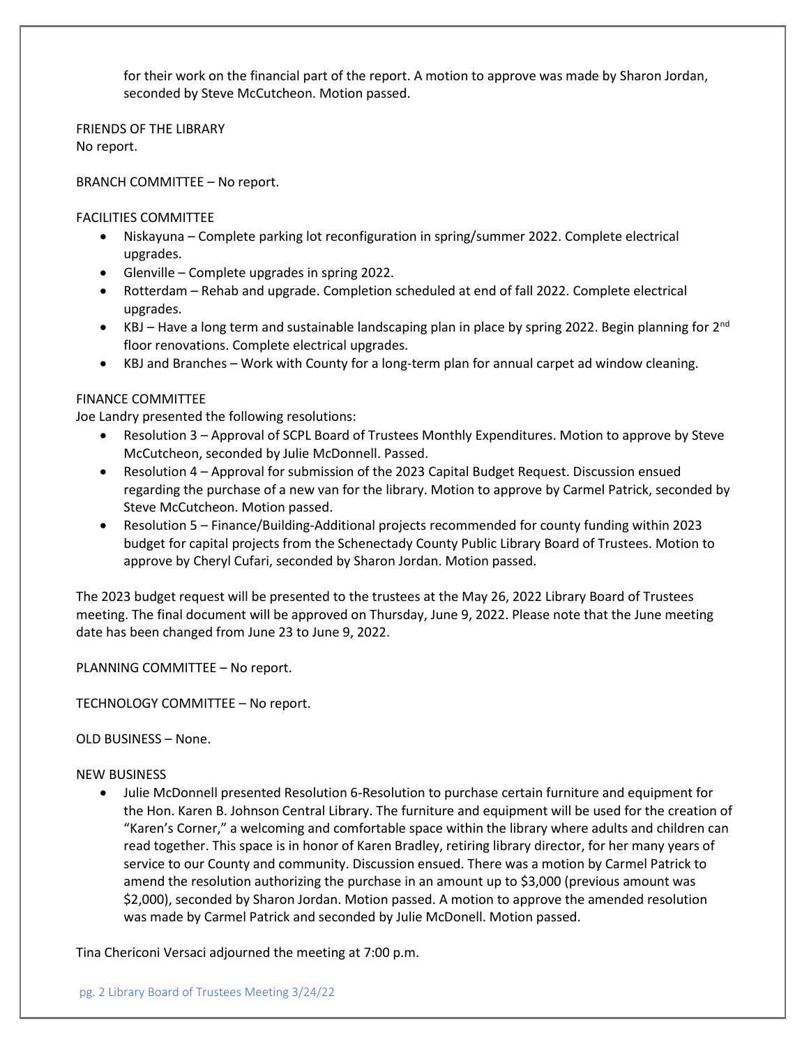for their work on the financial part of the report. A motion to approve was made by Sharon Jordan, seconded by Steve McCutcheon. Motion passed.

FRIENDS OF THE LIBRARY
No report.

BRANCH COMMITTEE – No report.

FACILITIES COMMITTEE

- Niskayuna – Complete parking lot reconfiguration in spring/summer 2022. Complete electrical upgrades.
- Glenville – Complete upgrades in spring 2022.
- Rotterdam – Rehab and upgrade. Completion scheduled at end of fall 2022. Complete electrical upgrades.
- KBJ – Have a long term and sustainable landscaping plan in place by spring 2022. Begin planning for 2nd floor renovations. Complete electrical upgrades.
- KBJ and Branches – Work with County for a long-term plan for annual carpet ad window cleaning.

FINANCE COMMITTEE
Joe Landry presented the following resolutions:

- Resolution 3 – Approval of SCPL Board of Trustees Monthly Expenditures. Motion to approve by Steve McCutcheon, seconded by Julie McDonnell. Passed.
- Resolution 4 – Approval for submission of the 2023 Capital Budget Request. Discussion ensued regarding the purchase of a new van for the library. Motion to approve by Carmel Patrick, seconded by Steve McCutcheon. Motion passed.
- Resolution 5 – Finance/Building-Additional projects recommended for county funding within 2023 budget for capital projects from the Schenectady County Public Library Board of Trustees. Motion to approve by Cheryl Cufari, seconded by Sharon Jordan. Motion passed.

The 2023 budget request will be presented to the trustees at the May 26, 2022 Library Board of Trustees meeting. The final document will be approved on Thursday, June 9, 2022. Please note that the June meeting date has been changed from June 23 to June 9, 2022.

PLANNING COMMITTEE – No report.

TECHNOLOGY COMMITTEE – No report.

OLD BUSINESS – None.

NEW BUSINESS

- Julie McDonnell presented Resolution 6-Resolution to purchase certain furniture and equipment for the Hon. Karen B. Johnson Central Library. The furniture and equipment will be used for the creation of "Karen's Corner," a welcoming and comfortable space within the library where adults and children can read together. This space is in honor of Karen Bradley, retiring library director, for her many years of service to our County and community. Discussion ensued. There was a motion by Carmel Patrick to amend the resolution authorizing the purchase in an amount up to $3,000 (previous amount was $2,000), seconded by Sharon Jordan. Motion passed. A motion to approve the amended resolution was made by Carmel Patrick and seconded by Julie McDonell. Motion passed.

Tina Chericoni Versaci adjourned the meeting at 7:00 p.m.